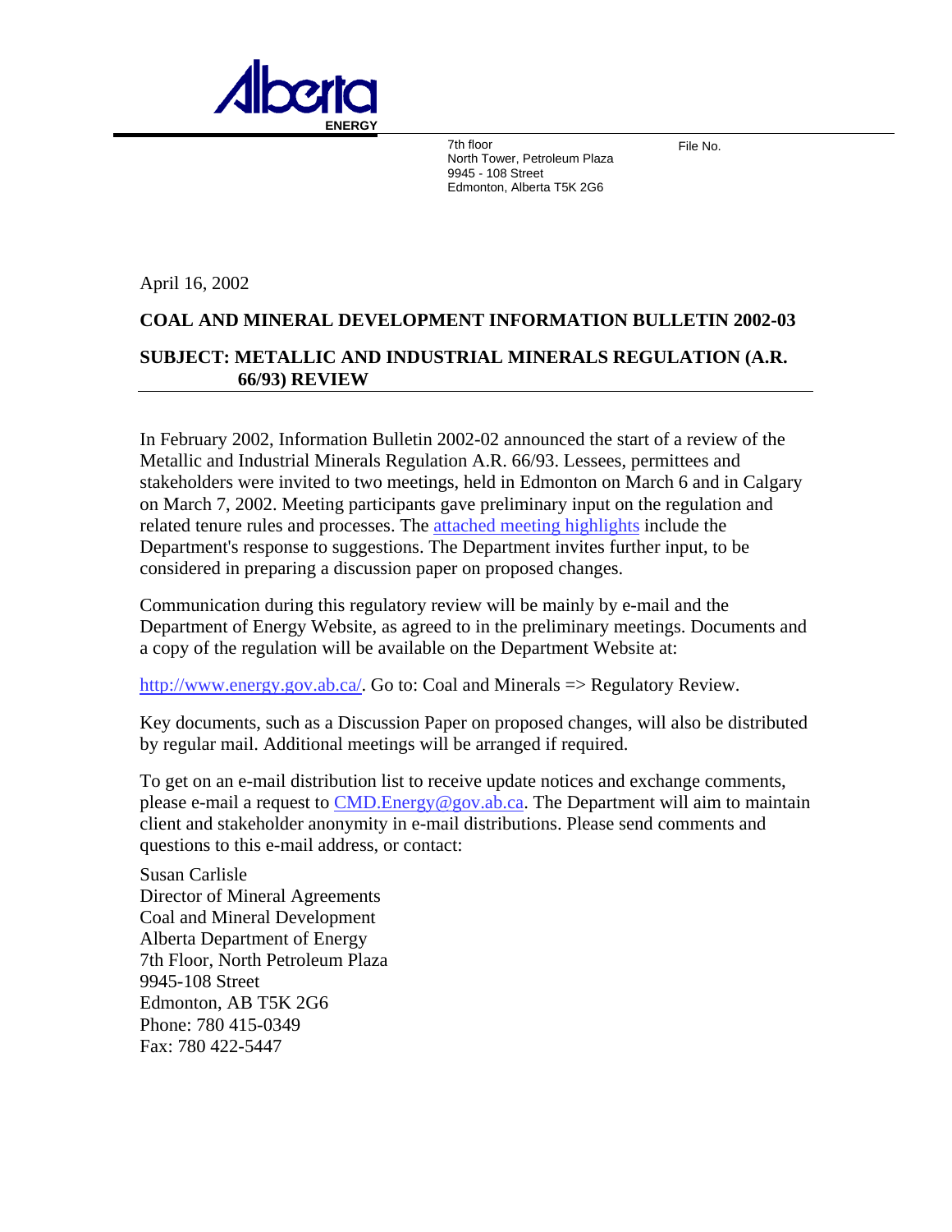Alberta
ENERGY

7th floor
North Tower, Petroleum Plaza
9945 - 108 Street
Edmonton, Alberta T5K 2G6

File No.

April 16, 2002

**COAL AND MINERAL DEVELOPMENT INFORMATION BULLETIN 2002-03**

**SUBJECT: METALLIC AND INDUSTRIAL MINERALS REGULATION (A.R. 66/93) REVIEW**

In February 2002, Information Bulletin 2002-02 announced the start of a review of the Metallic and Industrial Minerals Regulation A.R. 66/93. Lessees, permittees and stakeholders were invited to two meetings, held in Edmonton on March 6 and in Calgary on March 7, 2002. Meeting participants gave preliminary input on the regulation and related tenure rules and processes. The attached meeting highlights include the Department's response to suggestions. The Department invites further input, to be considered in preparing a discussion paper on proposed changes.

Communication during this regulatory review will be mainly by e-mail and the Department of Energy Website, as agreed to in the preliminary meetings. Documents and a copy of the regulation will be available on the Department Website at:

http://www.energy.gov.ab.ca/. Go to: Coal and Minerals => Regulatory Review.

Key documents, such as a Discussion Paper on proposed changes, will also be distributed by regular mail. Additional meetings will be arranged if required.

To get on an e-mail distribution list to receive update notices and exchange comments, please e-mail a request to CMD.Energy@gov.ab.ca. The Department will aim to maintain client and stakeholder anonymity in e-mail distributions. Please send comments and questions to this e-mail address, or contact:

Susan Carlisle
Director of Mineral Agreements
Coal and Mineral Development
Alberta Department of Energy
7th Floor, North Petroleum Plaza
9945-108 Street
Edmonton, AB T5K 2G6
Phone: 780 415-0349
Fax: 780 422-5447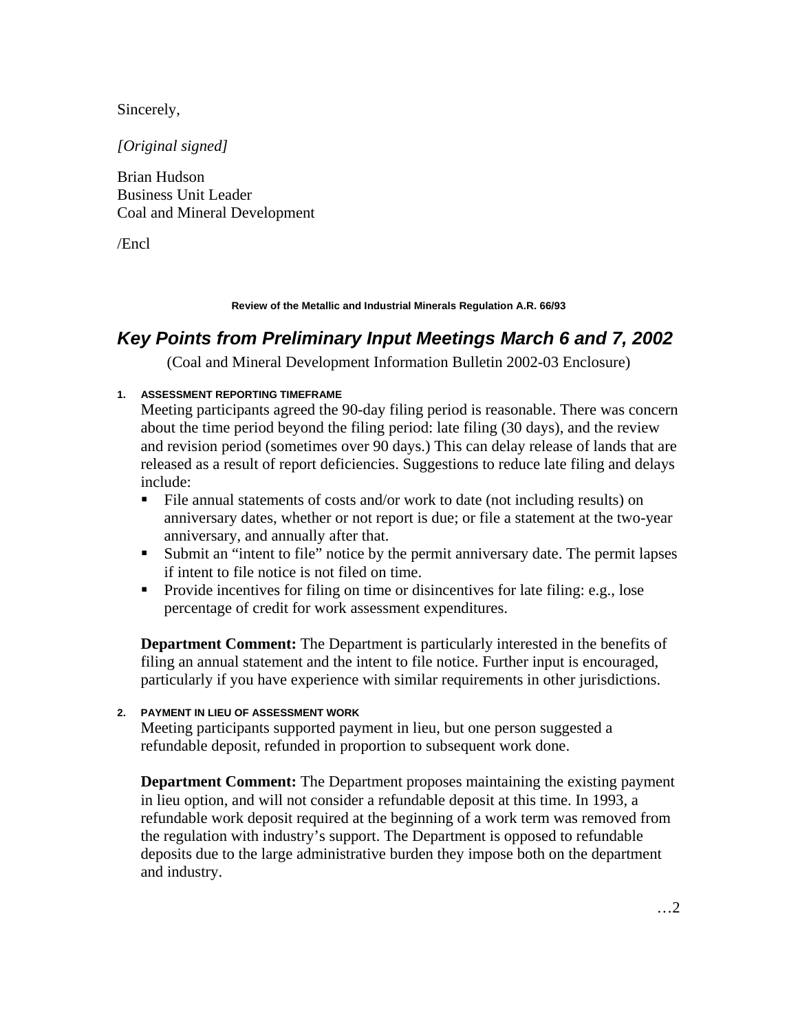Sincerely,

*[Original signed]*

Brian Hudson
Business Unit Leader
Coal and Mineral Development

/Encl

**Review of the Metallic and Industrial Minerals Regulation A.R. 66/93**

# *Key Points from Preliminary Input Meetings March 6 and 7, 2002*

(Coal and Mineral Development Information Bulletin 2002-03 Enclosure)

### 1. ASSESSMENT REPORTING TIMEFRAME

Meeting participants agreed the 90-day filing period is reasonable. There was concern about the time period beyond the filing period: late filing (30 days), and the review and revision period (sometimes over 90 days.) This can delay release of lands that are released as a result of report deficiencies. Suggestions to reduce late filing and delays include:

- File annual statements of costs and/or work to date (not including results) on anniversary dates, whether or not report is due; or file a statement at the two-year anniversary, and annually after that.
- Submit an "intent to file" notice by the permit anniversary date. The permit lapses if intent to file notice is not filed on time.
- Provide incentives for filing on time or disincentives for late filing: e.g., lose percentage of credit for work assessment expenditures.

**Department Comment:** The Department is particularly interested in the benefits of filing an annual statement and the intent to file notice. Further input is encouraged, particularly if you have experience with similar requirements in other jurisdictions.

### 2. PAYMENT IN LIEU OF ASSESSMENT WORK

Meeting participants supported payment in lieu, but one person suggested a refundable deposit, refunded in proportion to subsequent work done.

**Department Comment:** The Department proposes maintaining the existing payment in lieu option, and will not consider a refundable deposit at this time. In 1993, a refundable work deposit required at the beginning of a work term was removed from the regulation with industry's support. The Department is opposed to refundable deposits due to the large administrative burden they impose both on the department and industry.

…2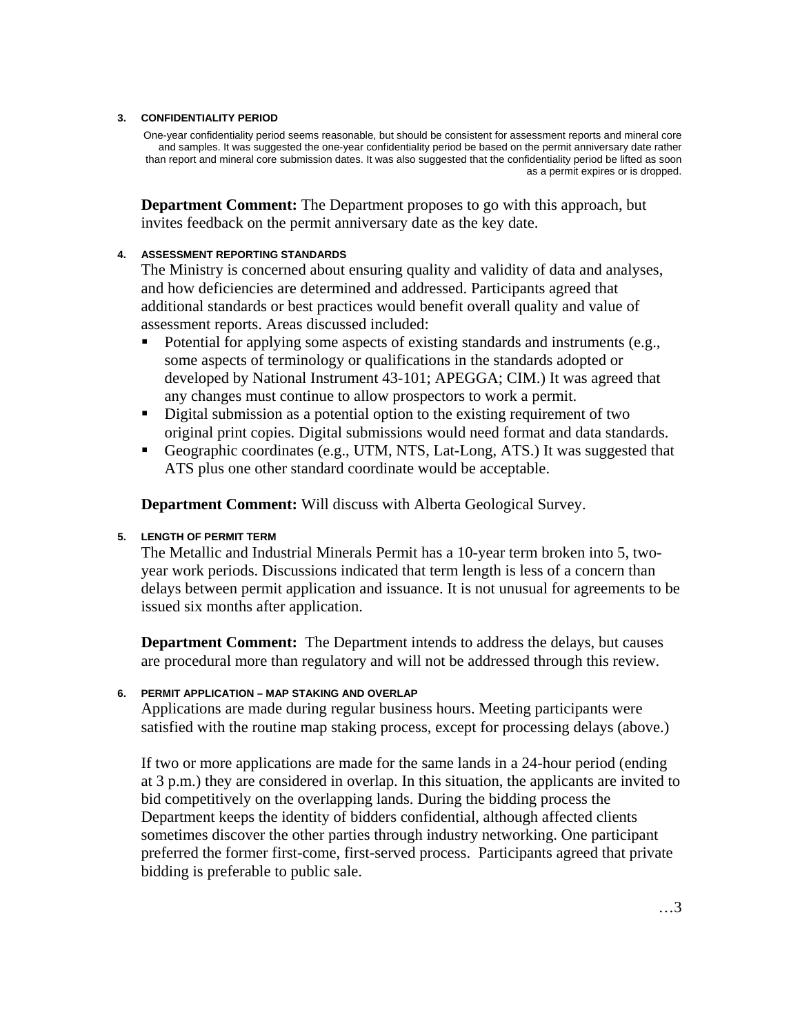#### 3. CONFIDENTIALITY PERIOD

One-year confidentiality period seems reasonable, but should be consistent for assessment reports and mineral core and samples. It was suggested the one-year confidentiality period be based on the permit anniversary date rather than report and mineral core submission dates. It was also suggested that the confidentiality period be lifted as soon as a permit expires or is dropped.

**Department Comment:** The Department proposes to go with this approach, but invites feedback on the permit anniversary date as the key date.

#### 4. ASSESSMENT REPORTING STANDARDS

The Ministry is concerned about ensuring quality and validity of data and analyses, and how deficiencies are determined and addressed. Participants agreed that additional standards or best practices would benefit overall quality and value of assessment reports. Areas discussed included:

- Potential for applying some aspects of existing standards and instruments (e.g., some aspects of terminology or qualifications in the standards adopted or developed by National Instrument 43-101; APEGGA; CIM.) It was agreed that any changes must continue to allow prospectors to work a permit.
- Digital submission as a potential option to the existing requirement of two original print copies. Digital submissions would need format and data standards.
- Geographic coordinates (e.g., UTM, NTS, Lat-Long, ATS.) It was suggested that ATS plus one other standard coordinate would be acceptable.

**Department Comment:** Will discuss with Alberta Geological Survey.

#### 5. LENGTH OF PERMIT TERM

The Metallic and Industrial Minerals Permit has a 10-year term broken into 5, two-year work periods. Discussions indicated that term length is less of a concern than delays between permit application and issuance. It is not unusual for agreements to be issued six months after application.

**Department Comment:** The Department intends to address the delays, but causes are procedural more than regulatory and will not be addressed through this review.

#### 6. PERMIT APPLICATION – MAP STAKING AND OVERLAP

Applications are made during regular business hours. Meeting participants were satisfied with the routine map staking process, except for processing delays (above.)

If two or more applications are made for the same lands in a 24-hour period (ending at 3 p.m.) they are considered in overlap. In this situation, the applicants are invited to bid competitively on the overlapping lands. During the bidding process the Department keeps the identity of bidders confidential, although affected clients sometimes discover the other parties through industry networking. One participant preferred the former first-come, first-served process. Participants agreed that private bidding is preferable to public sale.

…3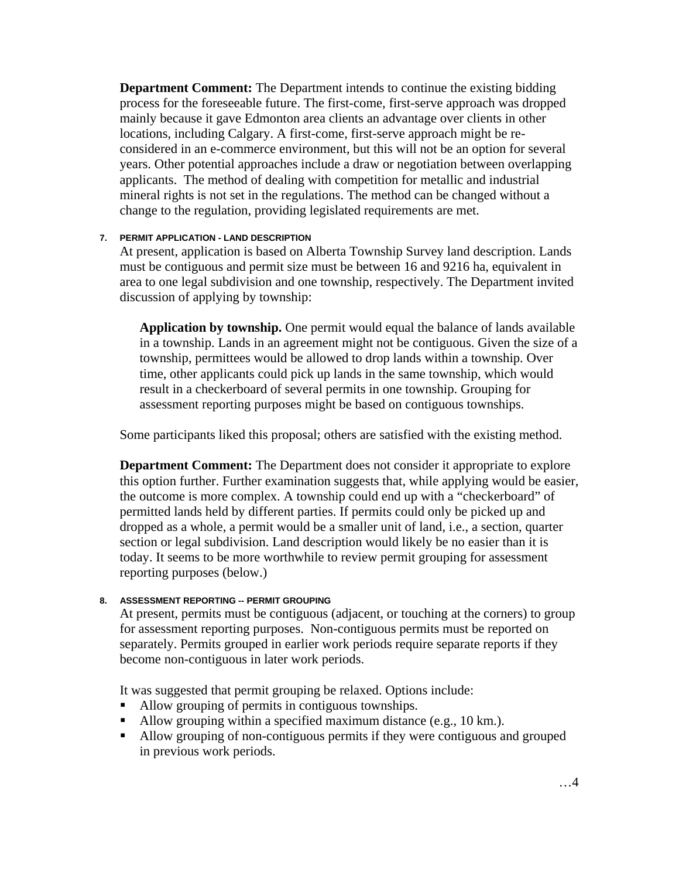**Department Comment:** The Department intends to continue the existing bidding process for the foreseeable future. The first-come, first-serve approach was dropped mainly because it gave Edmonton area clients an advantage over clients in other locations, including Calgary. A first-come, first-serve approach might be re-considered in an e-commerce environment, but this will not be an option for several years. Other potential approaches include a draw or negotiation between overlapping applicants. The method of dealing with competition for metallic and industrial mineral rights is not set in the regulations. The method can be changed without a change to the regulation, providing legislated requirements are met.

#### 7. PERMIT APPLICATION - LAND DESCRIPTION

At present, application is based on Alberta Township Survey land description. Lands must be contiguous and permit size must be between 16 and 9216 ha, equivalent in area to one legal subdivision and one township, respectively. The Department invited discussion of applying by township:

**Application by township.** One permit would equal the balance of lands available in a township. Lands in an agreement might not be contiguous. Given the size of a township, permittees would be allowed to drop lands within a township. Over time, other applicants could pick up lands in the same township, which would result in a checkerboard of several permits in one township. Grouping for assessment reporting purposes might be based on contiguous townships.

Some participants liked this proposal; others are satisfied with the existing method.

**Department Comment:** The Department does not consider it appropriate to explore this option further. Further examination suggests that, while applying would be easier, the outcome is more complex. A township could end up with a "checkerboard" of permitted lands held by different parties. If permits could only be picked up and dropped as a whole, a permit would be a smaller unit of land, i.e., a section, quarter section or legal subdivision. Land description would likely be no easier than it is today. It seems to be more worthwhile to review permit grouping for assessment reporting purposes (below.)

#### 8. ASSESSMENT REPORTING -- PERMIT GROUPING

At present, permits must be contiguous (adjacent, or touching at the corners) to group for assessment reporting purposes. Non-contiguous permits must be reported on separately. Permits grouped in earlier work periods require separate reports if they become non-contiguous in later work periods.

It was suggested that permit grouping be relaxed. Options include:

- Allow grouping of permits in contiguous townships.
- Allow grouping within a specified maximum distance (e.g., 10 km.).
- Allow grouping of non-contiguous permits if they were contiguous and grouped in previous work periods.

…4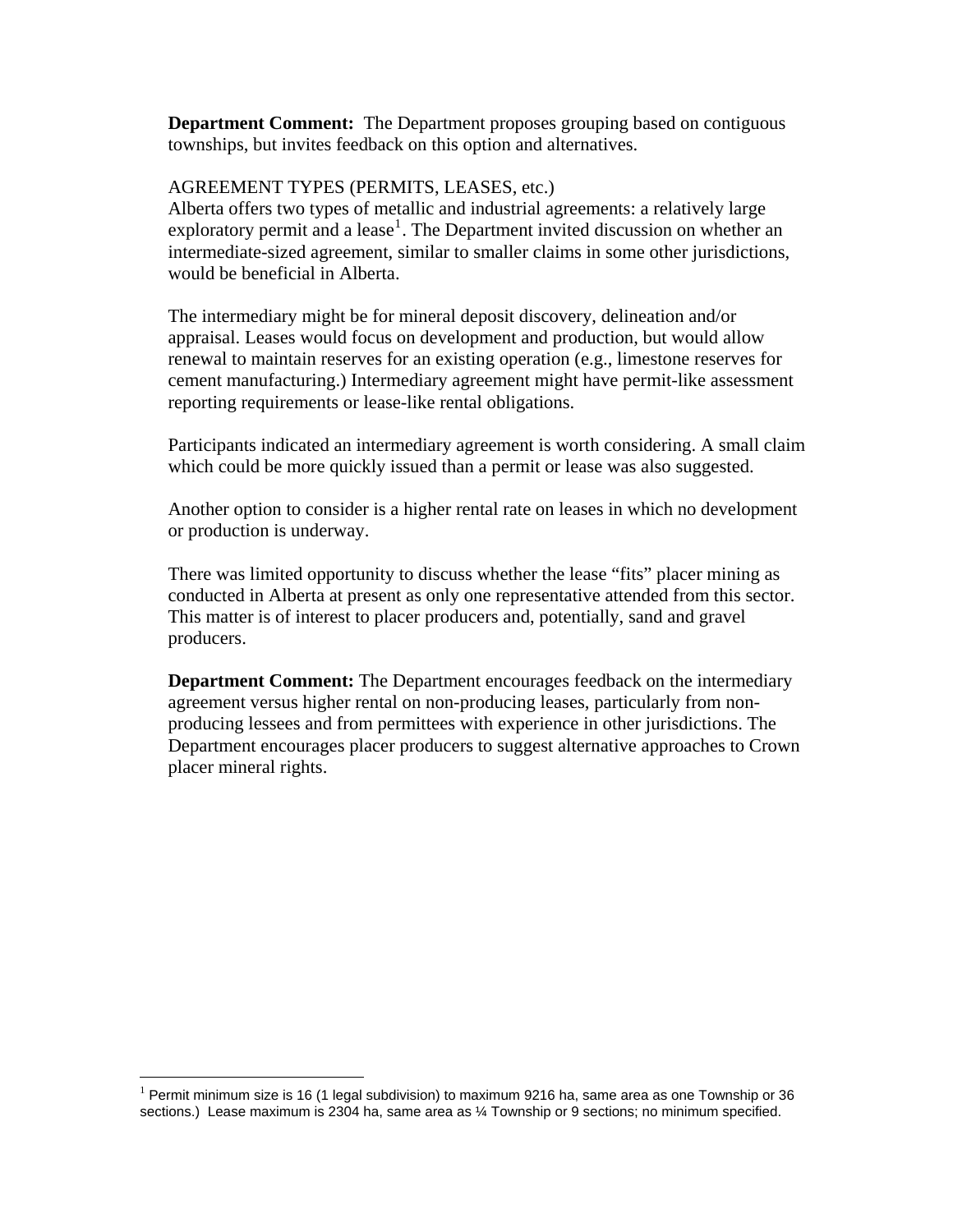**Department Comment:** The Department proposes grouping based on contiguous townships, but invites feedback on this option and alternatives.

AGREEMENT TYPES (PERMITS, LEASES, etc.)

Alberta offers two types of metallic and industrial agreements: a relatively large exploratory permit and a lease[1]. The Department invited discussion on whether an intermediate-sized agreement, similar to smaller claims in some other jurisdictions, would be beneficial in Alberta.

The intermediary might be for mineral deposit discovery, delineation and/or appraisal. Leases would focus on development and production, but would allow renewal to maintain reserves for an existing operation (e.g., limestone reserves for cement manufacturing.) Intermediary agreement might have permit-like assessment reporting requirements or lease-like rental obligations.

Participants indicated an intermediary agreement is worth considering. A small claim which could be more quickly issued than a permit or lease was also suggested.

Another option to consider is a higher rental rate on leases in which no development or production is underway.

There was limited opportunity to discuss whether the lease "fits" placer mining as conducted in Alberta at present as only one representative attended from this sector. This matter is of interest to placer producers and, potentially, sand and gravel producers.

**Department Comment:** The Department encourages feedback on the intermediary agreement versus higher rental on non-producing leases, particularly from non-producing lessees and from permittees with experience in other jurisdictions. The Department encourages placer producers to suggest alternative approaches to Crown placer mineral rights.

---

[1] Permit minimum size is 16 (1 legal subdivision) to maximum 9216 ha, same area as one Township or 36 sections.) Lease maximum is 2304 ha, same area as ¼ Township or 9 sections; no minimum specified.